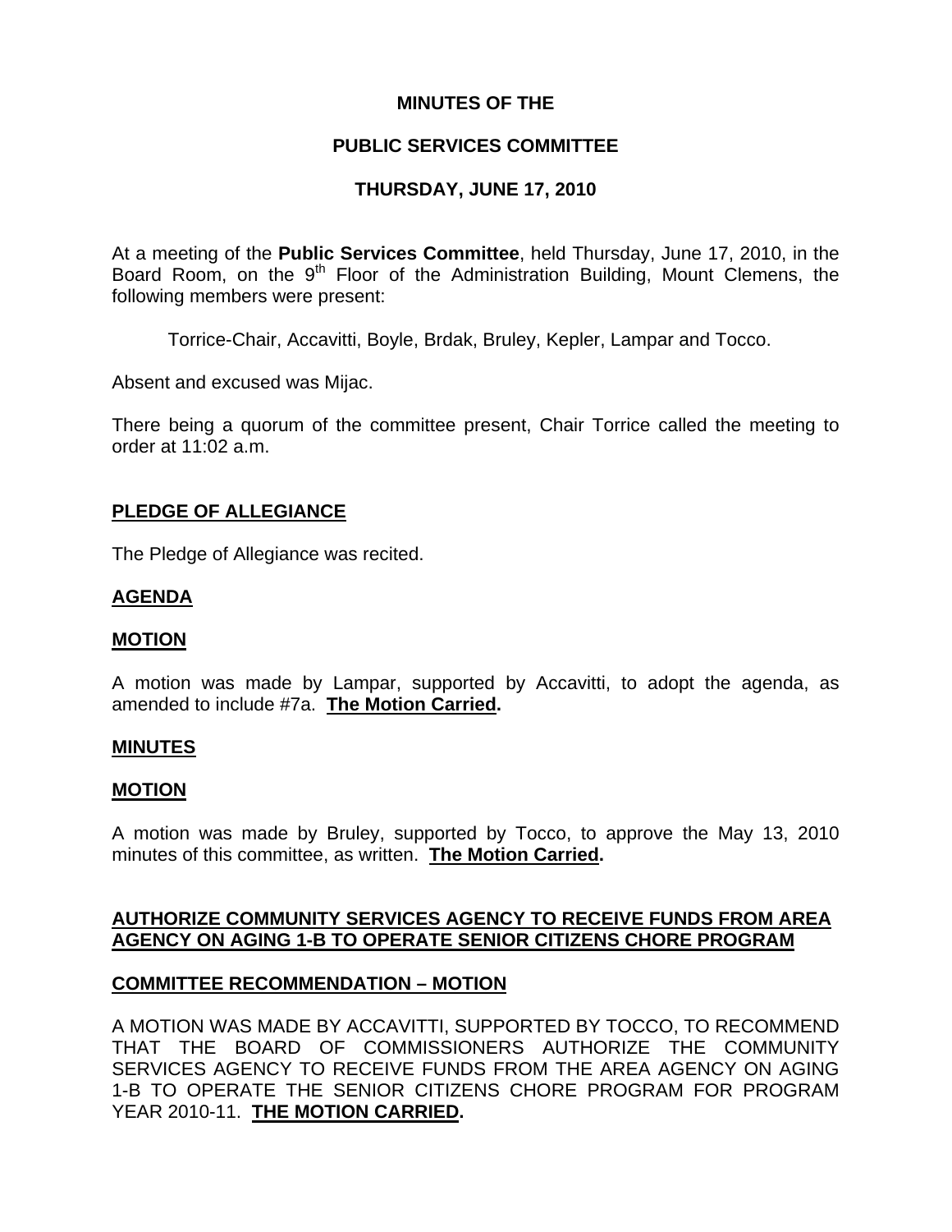**MINUTES OF THE**

**PUBLIC SERVICES COMMITTEE**

**THURSDAY, JUNE 17, 2010**

At a meeting of the **Public Services Committee**, held Thursday, June 17, 2010, in the Board Room, on the 9th Floor of the Administration Building, Mount Clemens, the following members were present:

Torrice-Chair, Accavitti, Boyle, Brdak, Bruley, Kepler, Lampar and Tocco.

Absent and excused was Mijac.

There being a quorum of the committee present, Chair Torrice called the meeting to order at 11:02 a.m.

**PLEDGE OF ALLEGIANCE**

The Pledge of Allegiance was recited.

**AGENDA**

**MOTION**

A motion was made by Lampar, supported by Accavitti, to adopt the agenda, as amended to include #7a. **The Motion Carried.**

**MINUTES**

**MOTION**

A motion was made by Bruley, supported by Tocco, to approve the May 13, 2010 minutes of this committee, as written. **The Motion Carried.**

**AUTHORIZE COMMUNITY SERVICES AGENCY TO RECEIVE FUNDS FROM AREA AGENCY ON AGING 1-B TO OPERATE SENIOR CITIZENS CHORE PROGRAM**

**COMMITTEE RECOMMENDATION – MOTION**

A MOTION WAS MADE BY ACCAVITTI, SUPPORTED BY TOCCO, TO RECOMMEND THAT THE BOARD OF COMMISSIONERS AUTHORIZE THE COMMUNITY SERVICES AGENCY TO RECEIVE FUNDS FROM THE AREA AGENCY ON AGING 1-B TO OPERATE THE SENIOR CITIZENS CHORE PROGRAM FOR PROGRAM YEAR 2010-11. **THE MOTION CARRIED.**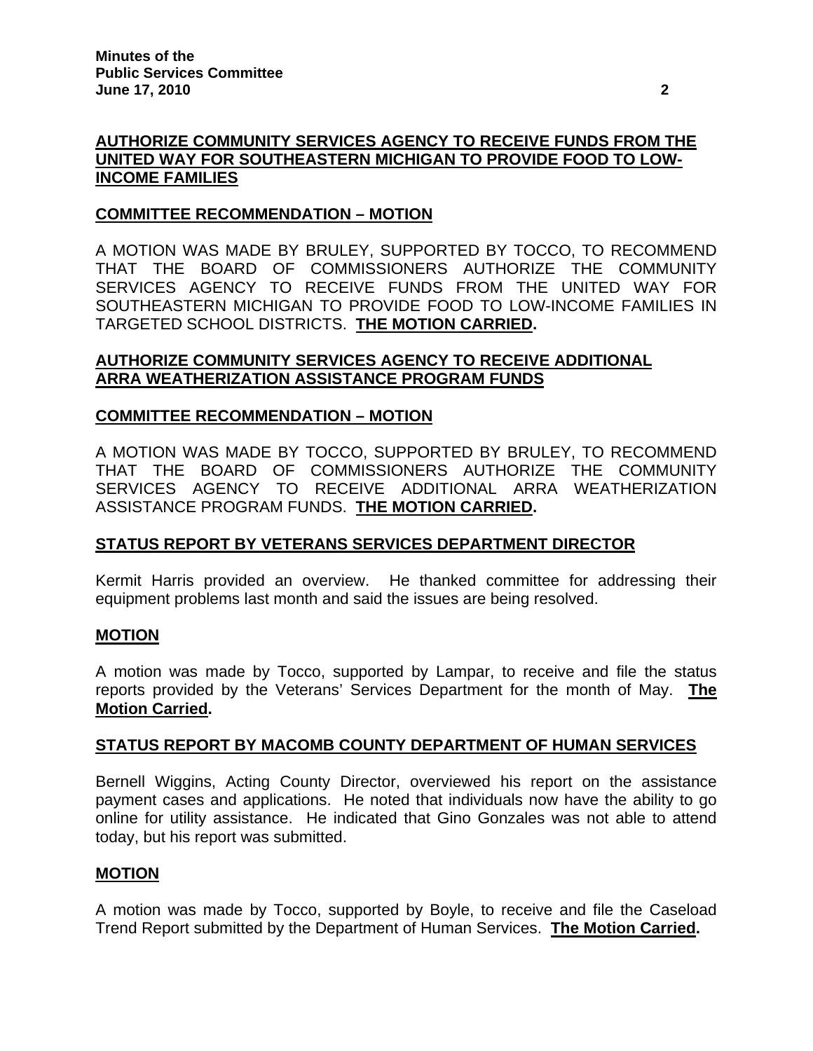## AUTHORIZE COMMUNITY SERVICES AGENCY TO RECEIVE FUNDS FROM THE UNITED WAY FOR SOUTHEASTERN MICHIGAN TO PROVIDE FOOD TO LOW-INCOME FAMILIES

### COMMITTEE RECOMMENDATION – MOTION

A MOTION WAS MADE BY BRULEY, SUPPORTED BY TOCCO, TO RECOMMEND THAT THE BOARD OF COMMISSIONERS AUTHORIZE THE COMMUNITY SERVICES AGENCY TO RECEIVE FUNDS FROM THE UNITED WAY FOR SOUTHEASTERN MICHIGAN TO PROVIDE FOOD TO LOW-INCOME FAMILIES IN TARGETED SCHOOL DISTRICTS. **THE MOTION CARRIED.**

## AUTHORIZE COMMUNITY SERVICES AGENCY TO RECEIVE ADDITIONAL ARRA WEATHERIZATION ASSISTANCE PROGRAM FUNDS

### COMMITTEE RECOMMENDATION – MOTION

A MOTION WAS MADE BY TOCCO, SUPPORTED BY BRULEY, TO RECOMMEND THAT THE BOARD OF COMMISSIONERS AUTHORIZE THE COMMUNITY SERVICES AGENCY TO RECEIVE ADDITIONAL ARRA WEATHERIZATION ASSISTANCE PROGRAM FUNDS. **THE MOTION CARRIED.**

## STATUS REPORT BY VETERANS SERVICES DEPARTMENT DIRECTOR

Kermit Harris provided an overview. He thanked committee for addressing their equipment problems last month and said the issues are being resolved.

### MOTION

A motion was made by Tocco, supported by Lampar, to receive and file the status reports provided by the Veterans' Services Department for the month of May. **The Motion Carried.**

## STATUS REPORT BY MACOMB COUNTY DEPARTMENT OF HUMAN SERVICES

Bernell Wiggins, Acting County Director, overviewed his report on the assistance payment cases and applications. He noted that individuals now have the ability to go online for utility assistance. He indicated that Gino Gonzales was not able to attend today, but his report was submitted.

### MOTION

A motion was made by Tocco, supported by Boyle, to receive and file the Caseload Trend Report submitted by the Department of Human Services. **The Motion Carried.**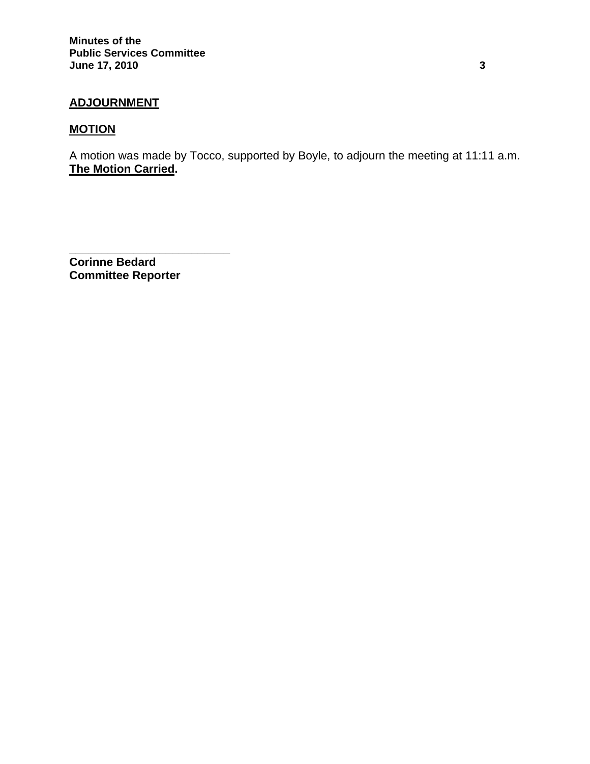## ADJOURNMENT

## MOTION

A motion was made by Tocco, supported by Boyle, to adjourn the meeting at 11:11 a.m.
**The Motion Carried.**

\_\_\_\_\_\_\_\_\_\_\_\_\_\_\_\_\_\_\_\_\_\_\_\_\_\_

**Corinne Bedard**
**Committee Reporter**